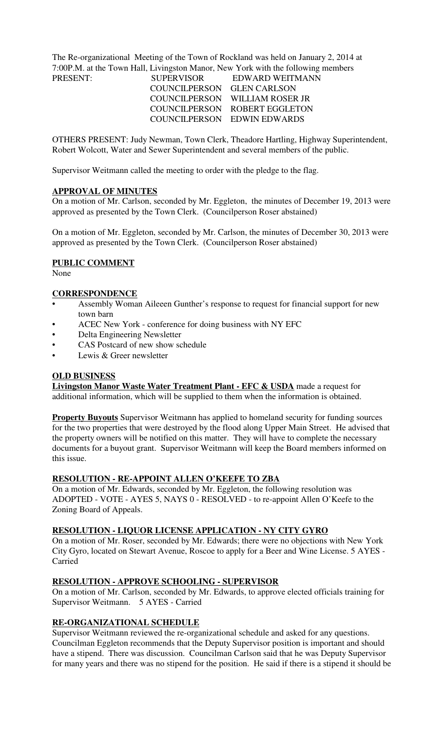The Re-organizational Meeting of the Town of Rockland was held on January 2, 2014 at 7:00P.M. at the Town Hall, Livingston Manor, New York with the following members

PRESENT:

| | |
|---|---|
| SUPERVISOR | EDWARD WEITMANN |
| COUNCILPERSON | GLEN CARLSON |
| COUNCILPERSON | WILLIAM ROSER JR |
| COUNCILPERSON | ROBERT EGGLETON |
| COUNCILPERSON | EDWIN EDWARDS |

OTHERS PRESENT: Judy Newman, Town Clerk, Theadore Hartling, Highway Superintendent, Robert Wolcott, Water and Sewer Superintendent and several members of the public.

Supervisor Weitmann called the meeting to order with the pledge to the flag.

**APPROVAL OF MINUTES**

On a motion of Mr. Carlson, seconded by Mr. Eggleton, the minutes of December 19, 2013 were approved as presented by the Town Clerk. (Councilperson Roser abstained)

On a motion of Mr. Eggleton, seconded by Mr. Carlson, the minutes of December 30, 2013 were approved as presented by the Town Clerk. (Councilperson Roser abstained)

**PUBLIC COMMENT**

None

**CORRESPONDENCE**

- Assembly Woman Aileeen Gunther's response to request for financial support for new town barn
- ACEC New York - conference for doing business with NY EFC
- Delta Engineering Newsletter
- CAS Postcard of new show schedule
- Lewis & Greer newsletter

**OLD BUSINESS**

**Livingston Manor Waste Water Treatment Plant - EFC & USDA** made a request for additional information, which will be supplied to them when the information is obtained.

**Property Buyouts** Supervisor Weitmann has applied to homeland security for funding sources for the two properties that were destroyed by the flood along Upper Main Street. He advised that the property owners will be notified on this matter. They will have to complete the necessary documents for a buyout grant. Supervisor Weitmann will keep the Board members informed on this issue.

**RESOLUTION - RE-APPOINT ALLEN O'KEEFE TO ZBA**

On a motion of Mr. Edwards, seconded by Mr. Eggleton, the following resolution was ADOPTED - VOTE - AYES 5, NAYS 0 - RESOLVED - to re-appoint Allen O'Keefe to the Zoning Board of Appeals.

**RESOLUTION - LIQUOR LICENSE APPLICATION - NY CITY GYRO**

On a motion of Mr. Roser, seconded by Mr. Edwards; there were no objections with New York City Gyro, located on Stewart Avenue, Roscoe to apply for a Beer and Wine License. 5 AYES - Carried

**RESOLUTION - APPROVE SCHOOLING - SUPERVISOR**

On a motion of Mr. Carlson, seconded by Mr. Edwards, to approve elected officials training for Supervisor Weitmann. 5 AYES - Carried

**RE-ORGANIZATIONAL SCHEDULE**

Supervisor Weitmann reviewed the re-organizational schedule and asked for any questions. Councilman Eggleton recommends that the Deputy Supervisor position is important and should have a stipend. There was discussion. Councilman Carlson said that he was Deputy Supervisor for many years and there was no stipend for the position. He said if there is a stipend it should be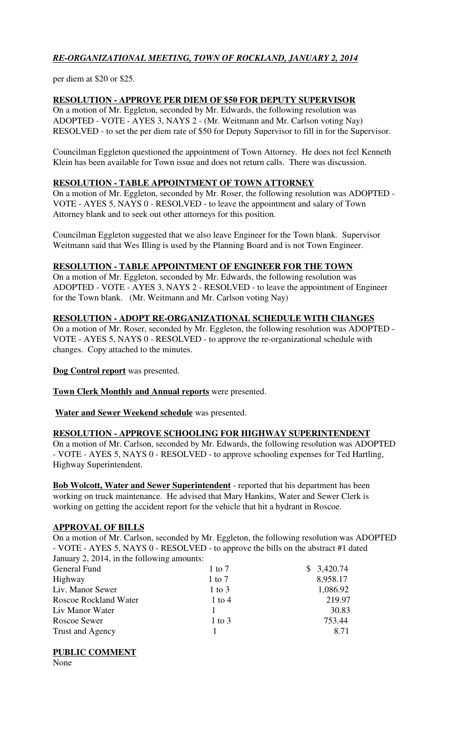per diem at $20 or $25.

**RESOLUTION - APPROVE PER DIEM OF $50 FOR DEPUTY SUPERVISOR**

On a motion of Mr. Eggleton, seconded by Mr. Edwards, the following resolution was ADOPTED - VOTE - AYES 3, NAYS 2 - (Mr. Weitmann and Mr. Carlson voting Nay) RESOLVED - to set the per diem rate of $50 for Deputy Supervisor to fill in for the Supervisor.

Councilman Eggleton questioned the appointment of Town Attorney. He does not feel Kenneth Klein has been available for Town issue and does not return calls. There was discussion.

**RESOLUTION - TABLE APPOINTMENT OF TOWN ATTORNEY**

On a motion of Mr. Eggleton, seconded by Mr. Roser, the following resolution was ADOPTED - VOTE - AYES 5, NAYS 0 - RESOLVED - to leave the appointment and salary of Town Attorney blank and to seek out other attorneys for this position.

Councilman Eggleton suggested that we also leave Engineer for the Town blank. Supervisor Weitmann said that Wes Illing is used by the Planning Board and is not Town Engineer.

**RESOLUTION - TABLE APPOINTMENT OF ENGINEER FOR THE TOWN**

On a motion of Mr. Eggleton, seconded by Mr. Edwards, the following resolution was ADOPTED - VOTE - AYES 3, NAYS 2 - RESOLVED - to leave the appointment of Engineer for the Town blank. (Mr. Weitmann and Mr. Carlson voting Nay)

**RESOLUTION - ADOPT RE-ORGANIZATIONAL SCHEDULE WITH CHANGES**

On a motion of Mr. Roser, seconded by Mr. Eggleton, the following resolution was ADOPTED - VOTE - AYES 5, NAYS 0 - RESOLVED - to approve the re-organizational schedule with changes. Copy attached to the minutes.

**Dog Control report** was presented.

**Town Clerk Monthly and Annual reports** were presented.

**Water and Sewer Weekend schedule** was presented.

**RESOLUTION - APPROVE SCHOOLING FOR HIGHWAY SUPERINTENDENT**

On a motion of Mr. Carlson, seconded by Mr. Edwards, the following resolution was ADOPTED - VOTE - AYES 5, NAYS 0 - RESOLVED - to approve schooling expenses for Ted Hartling, Highway Superintendent.

**Bob Wolcott, Water and Sewer Superintendent** - reported that his department has been working on truck maintenance. He advised that Mary Hankins, Water and Sewer Clerk is working on getting the accident report for the vehicle that hit a hydrant in Roscoe.

**APPROVAL OF BILLS**

On a motion of Mr. Carlson, seconded by Mr. Eggleton, the following resolution was ADOPTED - VOTE - AYES 5, NAYS 0 - RESOLVED - to approve the bills on the abstract #1 dated January 2, 2014, in the following amounts:

| | | |
|---|---|---|
| General Fund | 1 to 7 | $ 3,420.74 |
| Highway | 1 to 7 | 8,958.17 |
| Liv. Manor Sewer | 1 to 3 | 1,086.92 |
| Roscoe Rockland Water | 1 to 4 | 219.97 |
| Liv Manor Water | 1 | 30.83 |
| Roscoe Sewer | 1 to 3 | 753.44 |
| Trust and Agency | 1 | 8.71 |

**PUBLIC COMMENT**

None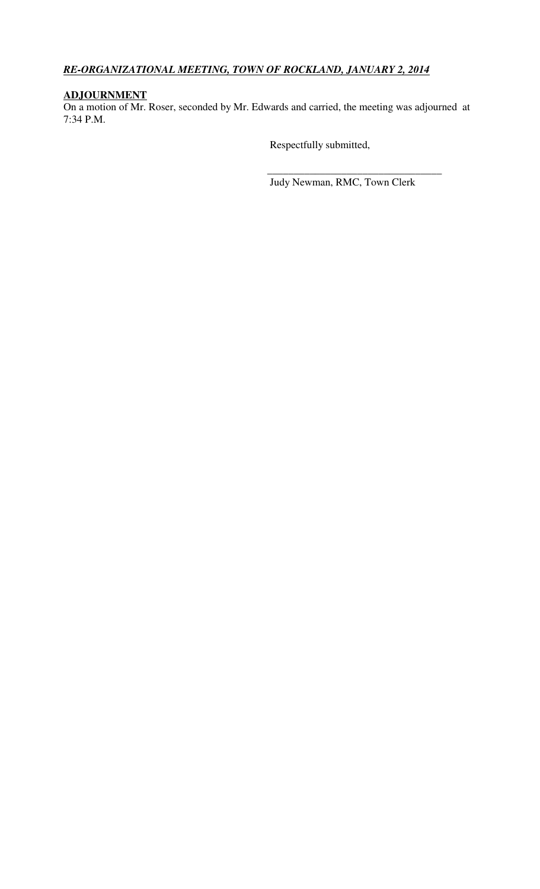***RE-ORGANIZATIONAL MEETING, TOWN OF ROCKLAND, JANUARY 2, 2014***

**ADJOURNMENT**

On a motion of Mr. Roser, seconded by Mr. Edwards and carried, the meeting was adjourned at 7:34 P.M.

Respectfully submitted,

\_\_\_\_\_\_\_\_\_\_\_\_\_\_\_\_\_\_\_\_\_\_\_\_\_\_\_\_\_\_\_\_

Judy Newman, RMC, Town Clerk